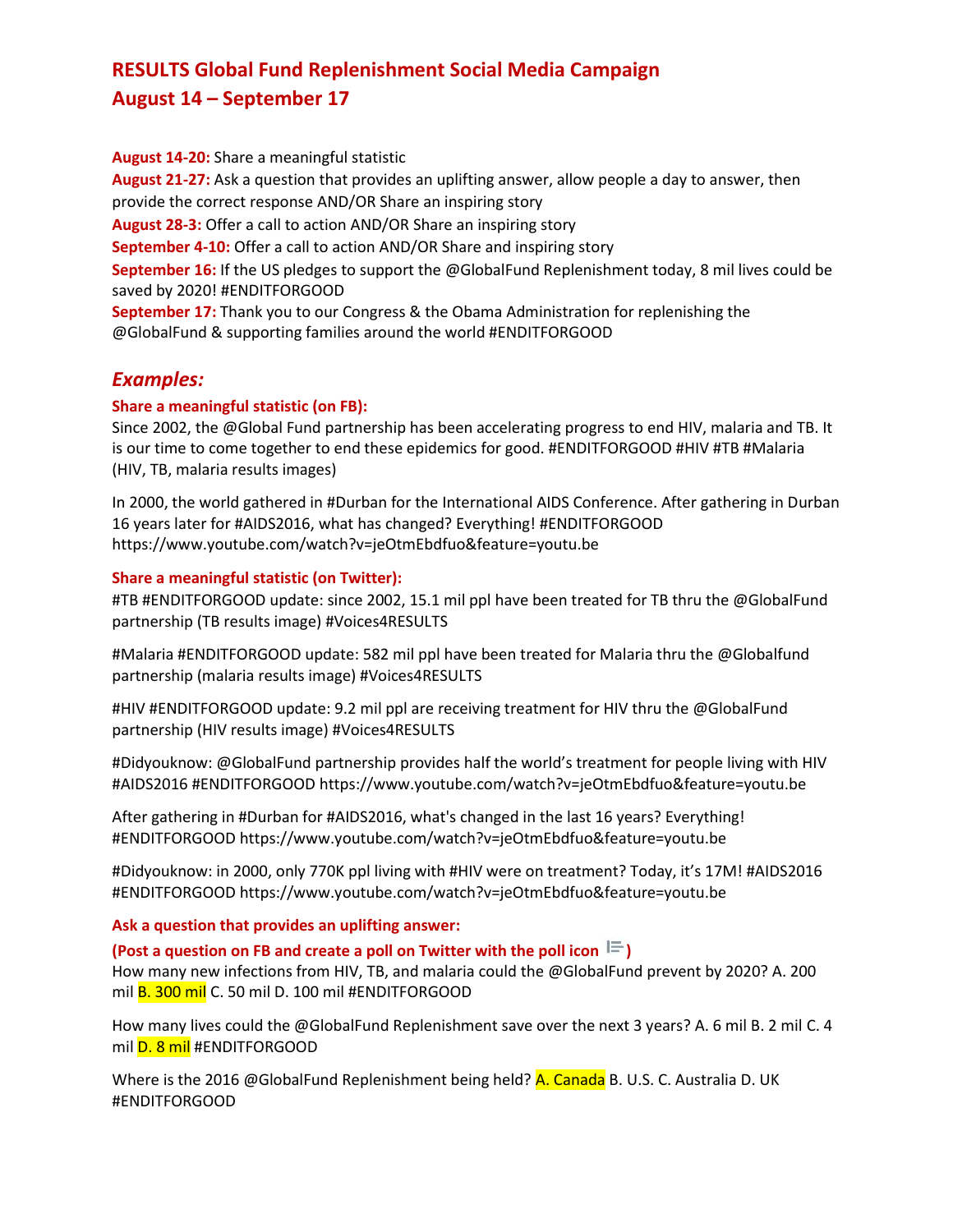# RESULTS Global Fund Replenishment Social Media Campaign
# August 14 – September 17

**August 14-20:** Share a meaningful statistic
**August 21-27:** Ask a question that provides an uplifting answer, allow people a day to answer, then provide the correct response AND/OR Share an inspiring story
**August 28-3:** Offer a call to action AND/OR Share an inspiring story
**September 4-10:** Offer a call to action AND/OR Share and inspiring story
**September 16:** If the US pledges to support the @GlobalFund Replenishment today, 8 mil lives could be saved by 2020! #ENDITFORGOOD
**September 17:** Thank you to our Congress & the Obama Administration for replenishing the @GlobalFund & supporting families around the world #ENDITFORGOOD

## *Examples:*

**Share a meaningful statistic (on FB):**

Since 2002, the @Global Fund partnership has been accelerating progress to end HIV, malaria and TB. It is our time to come together to end these epidemics for good. #ENDITFORGOOD #HIV #TB #Malaria (HIV, TB, malaria results images)

In 2000, the world gathered in #Durban for the International AIDS Conference. After gathering in Durban 16 years later for #AIDS2016, what has changed? Everything! #ENDITFORGOOD https://www.youtube.com/watch?v=jeOtmEbdfuo&feature=youtu.be

**Share a meaningful statistic (on Twitter):**

#TB #ENDITFORGOOD update: since 2002, 15.1 mil ppl have been treated for TB thru the @GlobalFund partnership (TB results image) #Voices4RESULTS

#Malaria #ENDITFORGOOD update: 582 mil ppl have been treated for Malaria thru the @Globalfund partnership (malaria results image) #Voices4RESULTS

#HIV #ENDITFORGOOD update: 9.2 mil ppl are receiving treatment for HIV thru the @GlobalFund partnership (HIV results image) #Voices4RESULTS

#Didyouknow: @GlobalFund partnership provides half the world's treatment for people living with HIV #AIDS2016 #ENDITFORGOOD https://www.youtube.com/watch?v=jeOtmEbdfuo&feature=youtu.be

After gathering in #Durban for #AIDS2016, what's changed in the last 16 years? Everything! #ENDITFORGOOD https://www.youtube.com/watch?v=jeOtmEbdfuo&feature=youtu.be

#Didyouknow: in 2000, only 770K ppl living with #HIV were on treatment? Today, it's 17M! #AIDS2016 #ENDITFORGOOD https://www.youtube.com/watch?v=jeOtmEbdfuo&feature=youtu.be

**Ask a question that provides an uplifting answer:**

**(Post a question on FB and create a poll on Twitter with the poll icon )**

How many new infections from HIV, TB, and malaria could the @GlobalFund prevent by 2020? A. 200 mil B. 300 mil C. 50 mil D. 100 mil #ENDITFORGOOD

How many lives could the @GlobalFund Replenishment save over the next 3 years? A. 6 mil B. 2 mil C. 4 mil D. 8 mil #ENDITFORGOOD

Where is the 2016 @GlobalFund Replenishment being held? A. Canada B. U.S. C. Australia D. UK #ENDITFORGOOD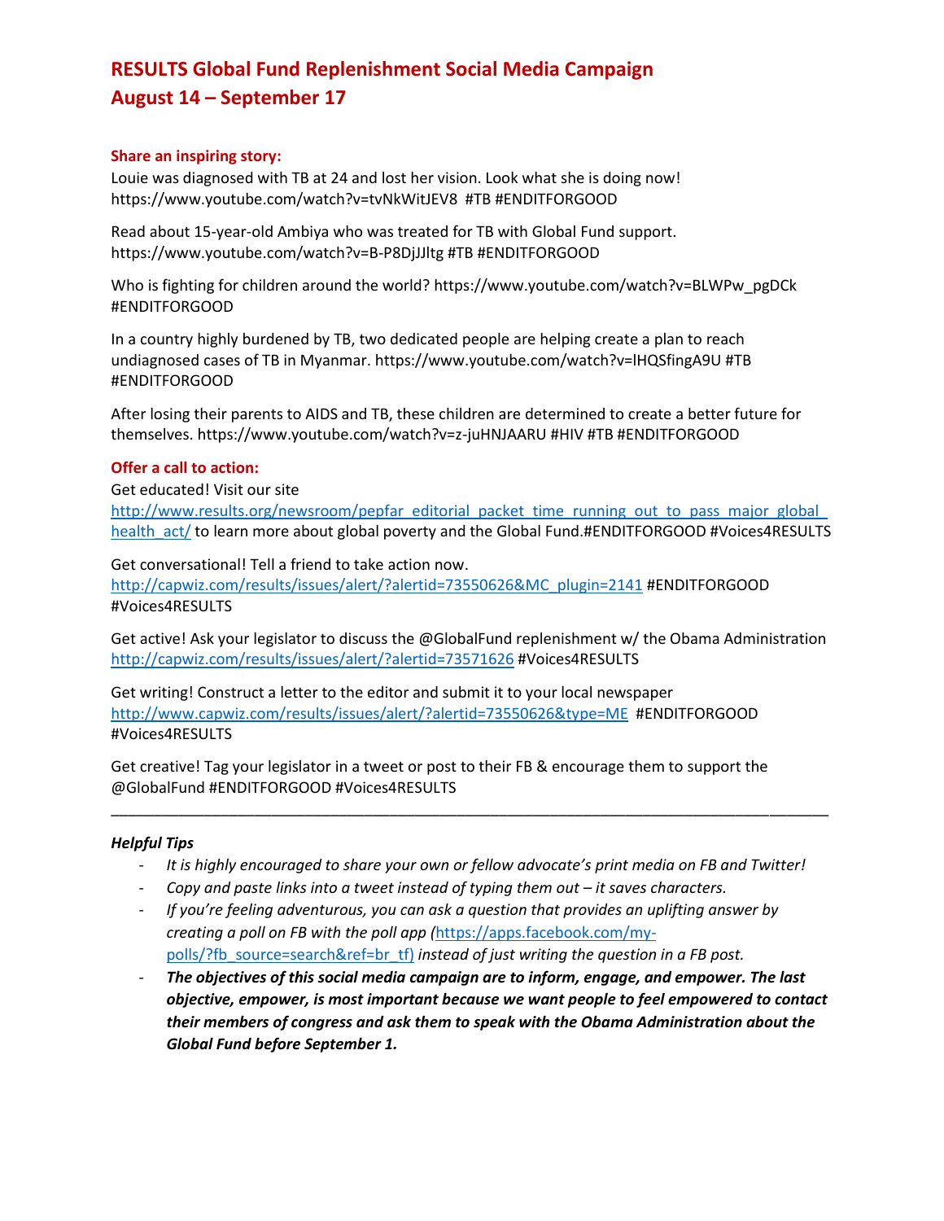# RESULTS Global Fund Replenishment Social Media Campaign
# August 14 – September 17

**Share an inspiring story:**

Louie was diagnosed with TB at 24 and lost her vision. Look what she is doing now! https://www.youtube.com/watch?v=tvNkWitJEV8 #TB #ENDITFORGOOD

Read about 15-year-old Ambiya who was treated for TB with Global Fund support. https://www.youtube.com/watch?v=B-P8DjJJltg #TB #ENDITFORGOOD

Who is fighting for children around the world? https://www.youtube.com/watch?v=BLWPw_pgDCk #ENDITFORGOOD

In a country highly burdened by TB, two dedicated people are helping create a plan to reach undiagnosed cases of TB in Myanmar. https://www.youtube.com/watch?v=lHQSfingA9U #TB #ENDITFORGOOD

After losing their parents to AIDS and TB, these children are determined to create a better future for themselves. https://www.youtube.com/watch?v=z-juHNJAARU #HIV #TB #ENDITFORGOOD

**Offer a call to action:**

Get educated! Visit our site http://www.results.org/newsroom/pepfar_editorial_packet_time_running_out_to_pass_major_global_health_act/ to learn more about global poverty and the Global Fund.#ENDITFORGOOD #Voices4RESULTS

Get conversational! Tell a friend to take action now. http://capwiz.com/results/issues/alert/?alertid=73550626&MC_plugin=2141 #ENDITFORGOOD #Voices4RESULTS

Get active! Ask your legislator to discuss the @GlobalFund replenishment w/ the Obama Administration http://capwiz.com/results/issues/alert/?alertid=73571626 #Voices4RESULTS

Get writing! Construct a letter to the editor and submit it to your local newspaper http://www.capwiz.com/results/issues/alert/?alertid=73550626&type=ME #ENDITFORGOOD #Voices4RESULTS

Get creative! Tag your legislator in a tweet or post to their FB & encourage them to support the @GlobalFund #ENDITFORGOOD #Voices4RESULTS

---

***Helpful Tips***

- *It is highly encouraged to share your own or fellow advocate's print media on FB and Twitter!*
- *Copy and paste links into a tweet instead of typing them out – it saves characters.*
- *If you're feeling adventurous, you can ask a question that provides an uplifting answer by creating a poll on FB with the poll app (*https://apps.facebook.com/my-polls/?fb_source=search&ref=br_tf) *instead of just writing the question in a FB post.*
- ***The objectives of this social media campaign are to inform, engage, and empower. The last objective, empower, is most important because we want people to feel empowered to contact their members of congress and ask them to speak with the Obama Administration about the Global Fund before September 1.***